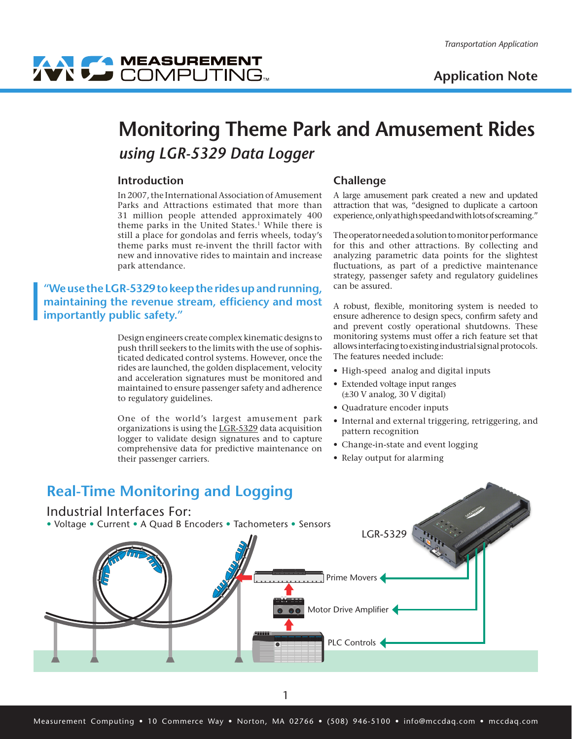*Transportation Application*

**Application Note**

# Monitoring Theme Park and Amusement Rides

## *using LGR-5329 Data Logger*

### Introduction

In 2007, the International Association of Amusement Parks and Attractions estimated that more than 31 million people attended approximately 400 theme parks in the United States.[1] While there is still a place for gondolas and ferris wheels, today's theme parks must re-invent the thrill factor with new and innovative rides to maintain and increase park attendance.

> **"We use the LGR-5329 to keep the rides up and running, maintaining the revenue stream, efficiency and most importantly public safety."**

Design engineers create complex kinematic designs to push thrill seekers to the limits with the use of sophisticated dedicated control systems. However, once the rides are launched, the golden displacement, velocity and acceleration signatures must be monitored and maintained to ensure passenger safety and adherence to regulatory guidelines.

One of the world's largest amusement park organizations is using the LGR-5329 data acquisition logger to validate design signatures and to capture comprehensive data for predictive maintenance on their passenger carriers.

### Challenge

A large amusement park created a new and updated attraction that was, "designed to duplicate a cartoon experience, only at high speed and with lots of screaming."

The operator needed a solution to monitor performance for this and other attractions. By collecting and analyzing parametric data points for the slightest fluctuations, as part of a predictive maintenance strategy, passenger safety and regulatory guidelines can be assured.

A robust, flexible, monitoring system is needed to ensure adherence to design specs, confirm safety and and prevent costly operational shutdowns. These monitoring systems must offer a rich feature set that allows interfacing to existing industrial signal protocols. The features needed include:

- High-speed analog and digital inputs
- Extended voltage input ranges (±30 V analog, 30 V digital)
- Quadrature encoder inputs
- Internal and external triggering, retriggering, and pattern recognition
- Change-in-state and event logging
- Relay output for alarming

## Real-Time Monitoring and Logging

Industrial Interfaces For:
• Voltage • Current • A Quad B Encoders • Tachometers • Sensors

LGR-5329

Prime Movers

Motor Drive Amplifier

PLC Controls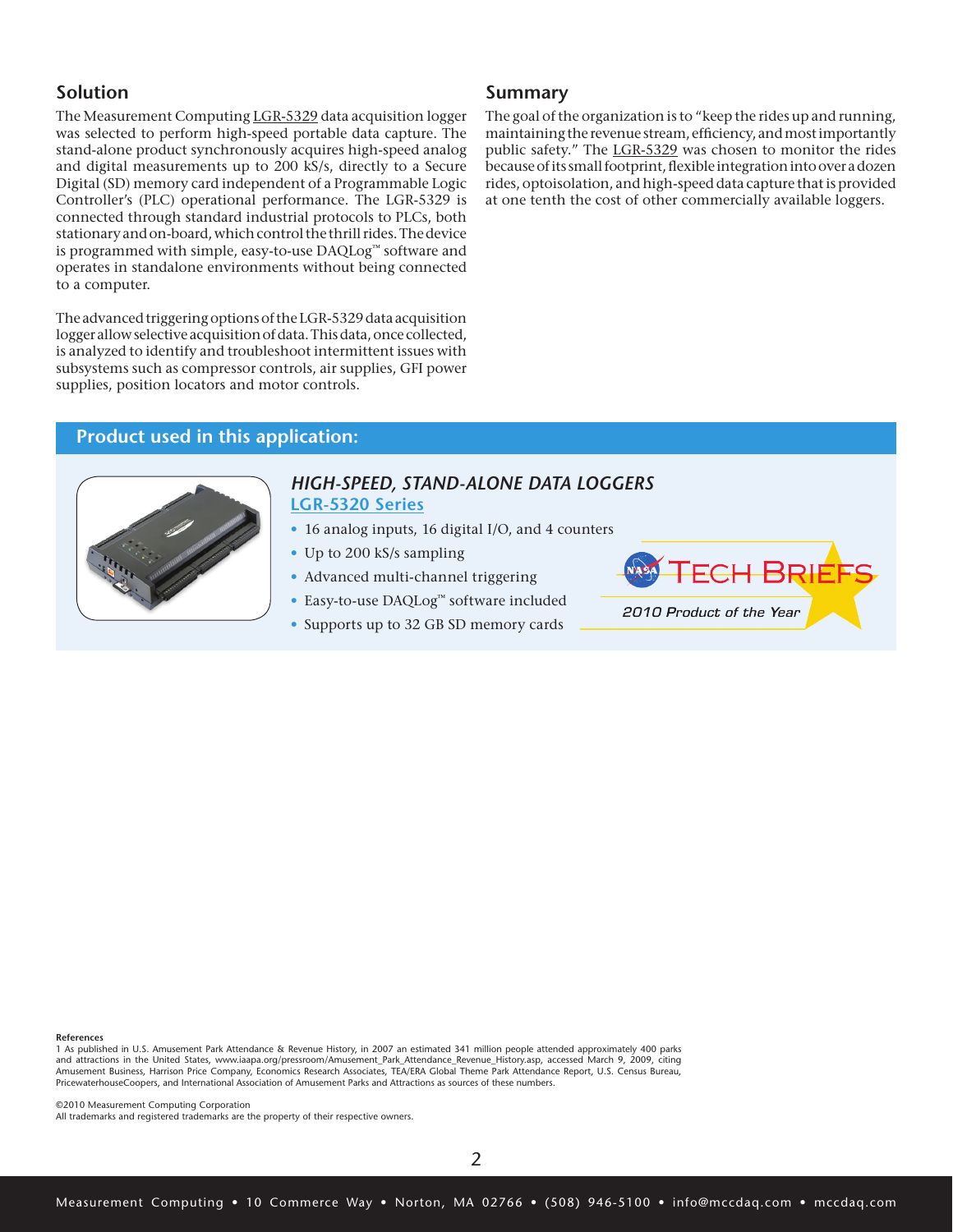## Solution

The Measurement Computing LGR-5329 data acquisition logger was selected to perform high-speed portable data capture. The stand-alone product synchronously acquires high-speed analog and digital measurements up to 200 kS/s, directly to a Secure Digital (SD) memory card independent of a Programmable Logic Controller's (PLC) operational performance. The LGR-5329 is connected through standard industrial protocols to PLCs, both stationary and on-board, which control the thrill rides. The device is programmed with simple, easy-to-use DAQLog™ software and operates in standalone environments without being connected to a computer.

The advanced triggering options of the LGR-5329 data acquisition logger allow selective acquisition of data. This data, once collected, is analyzed to identify and troubleshoot intermittent issues with subsystems such as compressor controls, air supplies, GFI power supplies, position locators and motor controls.

## Summary

The goal of the organization is to "keep the rides up and running, maintaining the revenue stream, efficiency, and most importantly public safety." The LGR-5329 was chosen to monitor the rides because of its small footprint, flexible integration into over a dozen rides, optoisolation, and high-speed data capture that is provided at one tenth the cost of other commercially available loggers.

## Product used in this application:

### *HIGH-SPEED, STAND-ALONE DATA LOGGERS*

**LGR-5320 Series**

- 16 analog inputs, 16 digital I/O, and 4 counters
- Up to 200 kS/s sampling
- Advanced multi-channel triggering
- Easy-to-use DAQLog™ software included
- Supports up to 32 GB SD memory cards

TECH BRIEFS

*2010 Product of the Year*

**References**

1 As published in U.S. Amusement Park Attendance & Revenue History, in 2007 an estimated 341 million people attended approximately 400 parks and attractions in the United States, www.iaapa.org/pressroom/Amusement_Park_Attendance_Revenue_History.asp, accessed March 9, 2009, citing Amusement Business, Harrison Price Company, Economics Research Associates, TEA/ERA Global Theme Park Attendance Report, U.S. Census Bureau, PricewaterhouseCoopers, and International Association of Amusement Parks and Attractions as sources of these numbers.

©2010 Measurement Computing Corporation
All trademarks and registered trademarks are the property of their respective owners.

Measurement Computing • 10 Commerce Way • Norton, MA 02766 • (508) 946-5100 • info@mccdaq.com • mccdaq.com